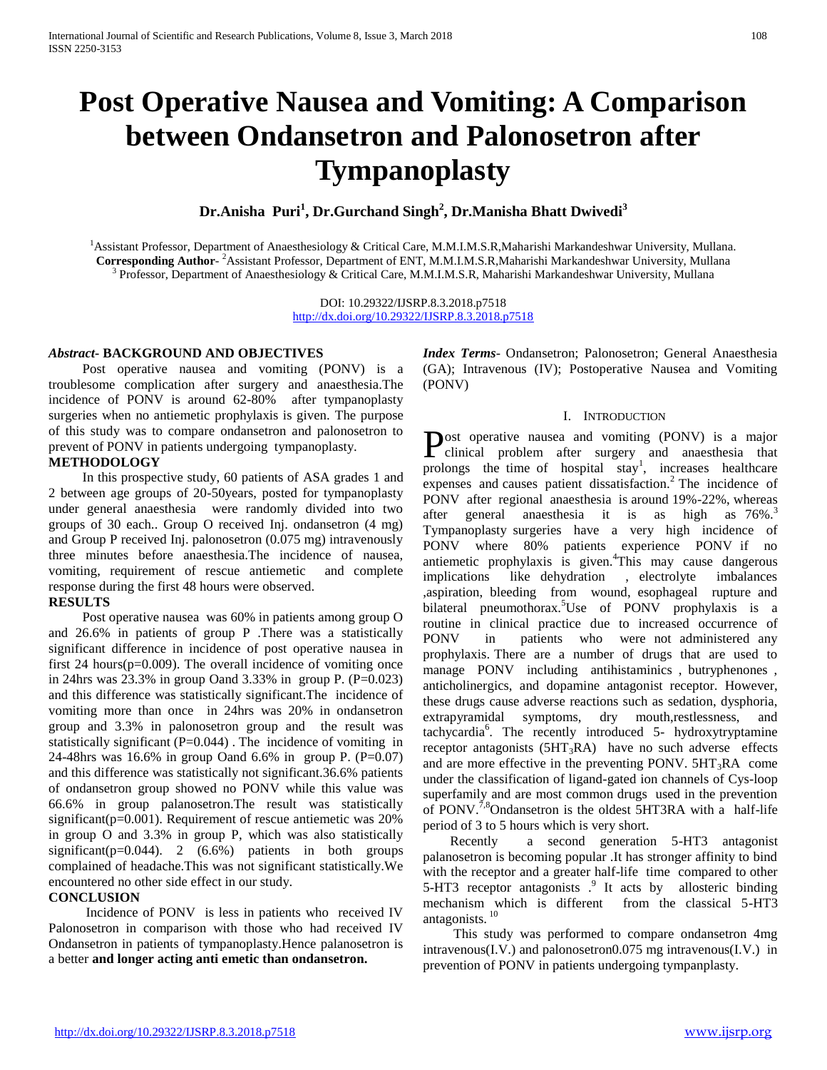# Post Operative Nausea and Vomiting: A Comparison between Ondansetron and Palonosetron after Tympanoplasty

**Dr.Anisha Puri[1], Dr.Gurchand Singh[2], Dr.Manisha Bhatt Dwivedi[3]**

[1]Assistant Professor, Department of Anaesthesiology & Critical Care, M.M.I.M.S.R,Maharishi Markandeshwar University, Mullana.
**Corresponding Author**- [2]Assistant Professor, Department of ENT, M.M.I.M.S.R,Maharishi Markandeshwar University, Mullana
[3] Professor, Department of Anaesthesiology & Critical Care, M.M.I.M.S.R, Maharishi Markandeshwar University, Mullana

DOI: 10.29322/IJSRP.8.3.2018.p7518
http://dx.doi.org/10.29322/IJSRP.8.3.2018.p7518

***Abstract*- BACKGROUND AND OBJECTIVES**

Post operative nausea and vomiting (PONV) is a troublesome complication after surgery and anaesthesia.The incidence of PONV is around 62-80% after tympanoplasty surgeries when no antiemetic prophylaxis is given. The purpose of this study was to compare ondansetron and palonosetron to prevent of PONV in patients undergoing tympanoplasty.

**METHODOLOGY**

In this prospective study, 60 patients of ASA grades 1 and 2 between age groups of 20-50years, posted for tympanoplasty under general anaesthesia were randomly divided into two groups of 30 each.. Group O received Inj. ondansetron (4 mg) and Group P received Inj. palonosetron (0.075 mg) intravenously three minutes before anaesthesia.The incidence of nausea, vomiting, requirement of rescue antiemetic and complete response during the first 48 hours were observed.

**RESULTS**

Post operative nausea was 60% in patients among group O and 26.6% in patients of group P .There was a statistically significant difference in incidence of post operative nausea in first 24 hours(p=0.009). The overall incidence of vomiting once in 24hrs was 23.3% in group Oand 3.33% in group P. (P=0.023) and this difference was statistically significant.The incidence of vomiting more than once in 24hrs was 20% in ondansetron group and 3.3% in palonosetron group and the result was statistically significant (P=0.044) . The incidence of vomiting in 24-48hrs was 16.6% in group Oand 6.6% in group P. (P=0.07) and this difference was statistically not significant.36.6% patients of ondansetron group showed no PONV while this value was 66.6% in group palanosetron.The result was statistically significant(p=0.001). Requirement of rescue antiemetic was 20% in group O and 3.3% in group P, which was also statistically significant(p=0.044). 2 (6.6%) patients in both groups complained of headache.This was not significant statistically.We encountered no other side effect in our study.

**CONCLUSION**

Incidence of PONV is less in patients who received IV Palonosetron in comparison with those who had received IV Ondansetron in patients of tympanoplasty.Hence palanosetron is a better **and longer acting anti emetic than ondansetron.**

***Index Terms*-** Ondansetron; Palonosetron; General Anaesthesia (GA); Intravenous (IV); Postoperative Nausea and Vomiting (PONV)

## I. Introduction

Post operative nausea and vomiting (PONV) is a major clinical problem after surgery and anaesthesia that prolongs the time of hospital stay[1], increases healthcare expenses and causes patient dissatisfaction.[2] The incidence of PONV after regional anaesthesia is around 19%-22%, whereas after general anaesthesia it is as high as 76%.[3] Tympanoplasty surgeries have a very high incidence of PONV where 80% patients experience PONV if no antiemetic prophylaxis is given.[4]This may cause dangerous implications like dehydration , electrolyte imbalances ,aspiration, bleeding from wound, esophageal rupture and bilateral pneumothorax.[5]Use of PONV prophylaxis is a routine in clinical practice due to increased occurrence of PONV in patients who were not administered any prophylaxis. There are a number of drugs that are used to manage PONV including antihistaminics , butryphenones , anticholinergics, and dopamine antagonist receptor. However, these drugs cause adverse reactions such as sedation, dysphoria, extrapyramidal symptoms, dry mouth,restlessness, and tachycardia[6]. The recently introduced 5- hydroxytryptamine receptor antagonists ($5HT_3RA$) have no such adverse effects and are more effective in the preventing PONV. $5HT_3RA$ come under the classification of ligand-gated ion channels of Cys-loop superfamily and are most common drugs used in the prevention of PONV.[7,8]Ondansetron is the oldest 5HT3RA with a half-life period of 3 to 5 hours which is very short.

Recently a second generation 5-HT3 antagonist palanosetron is becoming popular .It has stronger affinity to bind with the receptor and a greater half-life time compared to other 5-HT3 receptor antagonists .[9] It acts by allosteric binding mechanism which is different from the classical 5-HT3 antagonists.[10]

This study was performed to compare ondansetron 4mg intravenous(I.V.) and palonosetron0.075 mg intravenous(I.V.) in prevention of PONV in patients undergoing tympanplasty.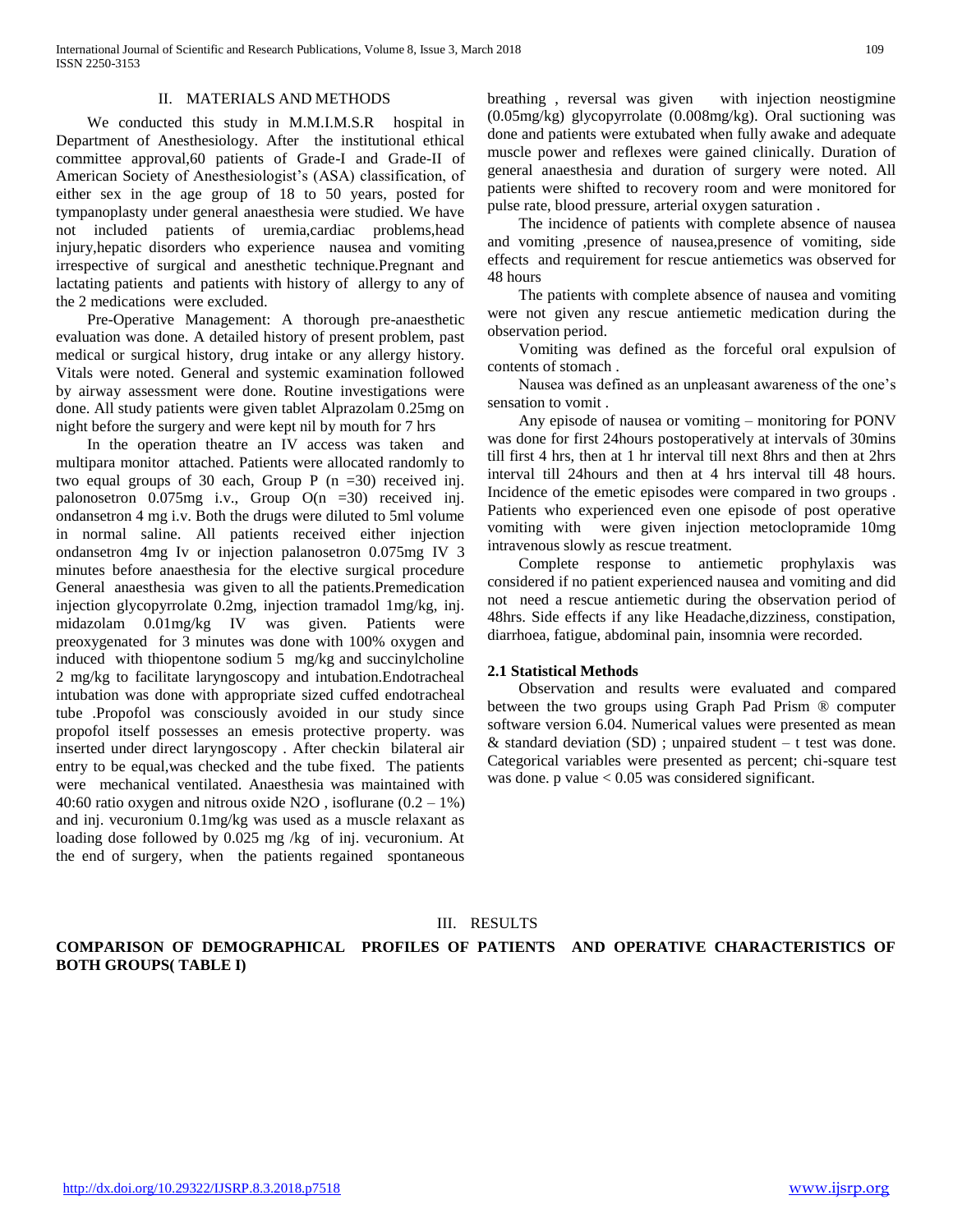## II. MATERIALS AND METHODS

We conducted this study in M.M.I.M.S.R hospital in Department of Anesthesiology. After the institutional ethical committee approval,60 patients of Grade-I and Grade-II of American Society of Anesthesiologist's (ASA) classification, of either sex in the age group of 18 to 50 years, posted for tympanoplasty under general anaesthesia were studied. We have not included patients of uremia,cardiac problems,head injury,hepatic disorders who experience nausea and vomiting irrespective of surgical and anesthetic technique.Pregnant and lactating patients and patients with history of allergy to any of the 2 medications were excluded.

Pre-Operative Management: A thorough pre-anaesthetic evaluation was done. A detailed history of present problem, past medical or surgical history, drug intake or any allergy history. Vitals were noted. General and systemic examination followed by airway assessment were done. Routine investigations were done. All study patients were given tablet Alprazolam 0.25mg on night before the surgery and were kept nil by mouth for 7 hrs

In the operation theatre an IV access was taken and multipara monitor attached. Patients were allocated randomly to two equal groups of 30 each, Group P (n =30) received inj. palonosetron 0.075mg i.v., Group O(n =30) received inj. ondansetron 4 mg i.v. Both the drugs were diluted to 5ml volume in normal saline. All patients received either injection ondansetron 4mg Iv or injection palanosetron 0.075mg IV 3 minutes before anaesthesia for the elective surgical procedure General anaesthesia was given to all the patients.Premedication injection glycopyrrolate 0.2mg, injection tramadol 1mg/kg, inj. midazolam 0.01mg/kg IV was given. Patients were preoxygenated for 3 minutes was done with 100% oxygen and induced with thiopentone sodium 5 mg/kg and succinylcholine 2 mg/kg to facilitate laryngoscopy and intubation.Endotracheal intubation was done with appropriate sized cuffed endotracheal tube .Propofol was consciously avoided in our study since propofol itself possesses an emesis protective property. was inserted under direct laryngoscopy . After checkin bilateral air entry to be equal,was checked and the tube fixed. The patients were mechanical ventilated. Anaesthesia was maintained with 40:60 ratio oxygen and nitrous oxide $N_2O$ , isoflurane (0.2 – 1%) and inj. vecuronium 0.1mg/kg was used as a muscle relaxant as loading dose followed by 0.025 mg /kg of inj. vecuronium. At the end of surgery, when the patients regained spontaneous breathing , reversal was given with injection neostigmine (0.05mg/kg) glycopyrrolate (0.008mg/kg). Oral suctioning was done and patients were extubated when fully awake and adequate muscle power and reflexes were gained clinically. Duration of general anaesthesia and duration of surgery were noted. All patients were shifted to recovery room and were monitored for pulse rate, blood pressure, arterial oxygen saturation .

The incidence of patients with complete absence of nausea and vomiting ,presence of nausea,presence of vomiting, side effects and requirement for rescue antiemetics was observed for 48 hours

The patients with complete absence of nausea and vomiting were not given any rescue antiemetic medication during the observation period.

Vomiting was defined as the forceful oral expulsion of contents of stomach .

Nausea was defined as an unpleasant awareness of the one's sensation to vomit .

Any episode of nausea or vomiting – monitoring for PONV was done for first 24hours postoperatively at intervals of 30mins till first 4 hrs, then at 1 hr interval till next 8hrs and then at 2hrs interval till 24hours and then at 4 hrs interval till 48 hours. Incidence of the emetic episodes were compared in two groups . Patients who experienced even one episode of post operative vomiting with were given injection metoclopramide 10mg intravenous slowly as rescue treatment.

Complete response to antiemetic prophylaxis was considered if no patient experienced nausea and vomiting and did not need a rescue antiemetic during the observation period of 48hrs. Side effects if any like Headache,dizziness, constipation, diarrhoea, fatigue, abdominal pain, insomnia were recorded.

### 2.1 Statistical Methods

Observation and results were evaluated and compared between the two groups using Graph Pad Prism ® computer software version 6.04. Numerical values were presented as mean & standard deviation (SD) ; unpaired student – t test was done. Categorical variables were presented as percent; chi-square test was done. p value < 0.05 was considered significant.

## III. RESULTS

**COMPARISON OF DEMOGRAPHICAL PROFILES OF PATIENTS AND OPERATIVE CHARACTERISTICS OF BOTH GROUPS( TABLE I)**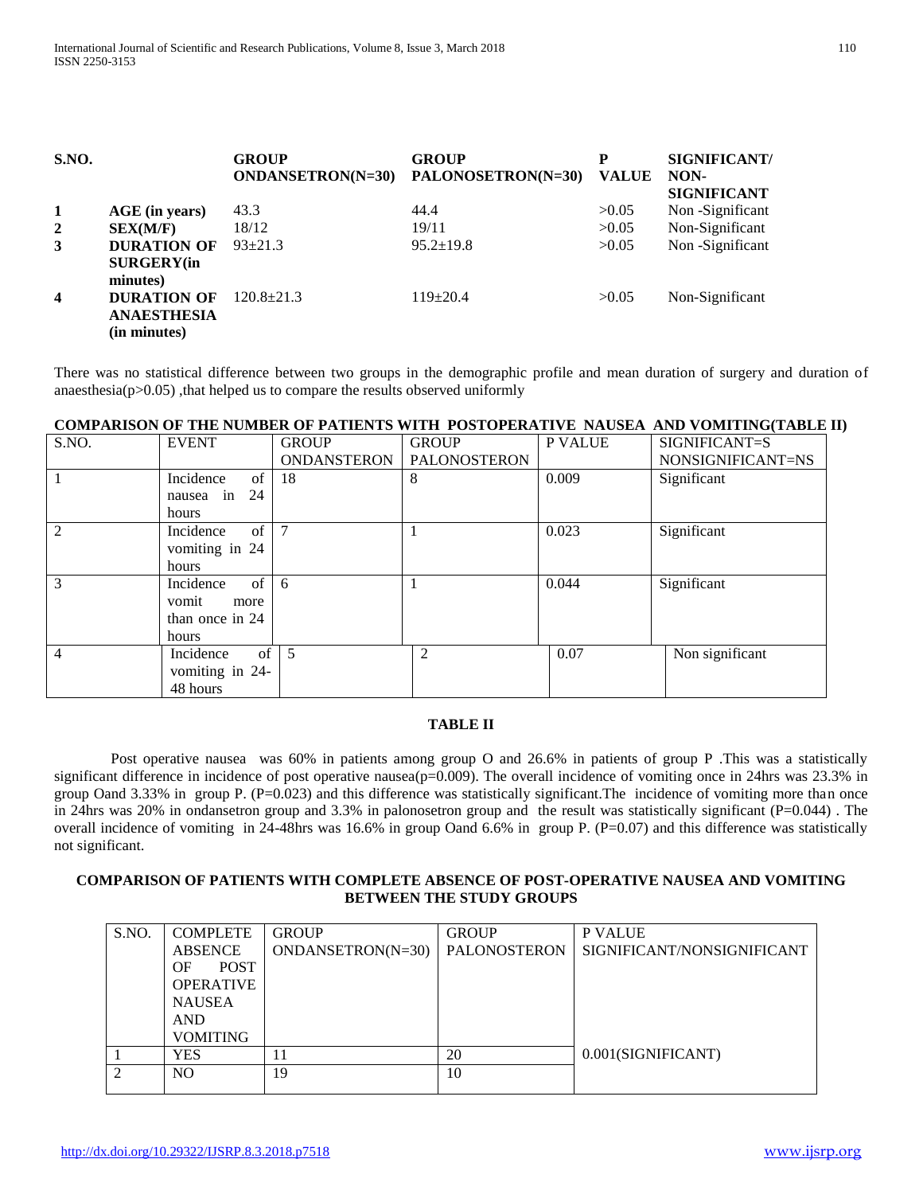| S.NO. | | GROUP ONDANSETRON(N=30) | GROUP PALONOSETRON(N=30) | P VALUE | SIGNIFICANT/ NON-SIGNIFICANT |
|---|---|---|---|---|---|
| **1** | **AGE (in years)** | 43.3 | 44.4 | >0.05 | Non -Significant |
| **2** | **SEX(M/F)** | 18/12 | 19/11 | >0.05 | Non-Significant |
| **3** | **DURATION OF SURGERY(in minutes)** | 93±21.3 | 95.2±19.8 | >0.05 | Non -Significant |
| **4** | **DURATION OF ANAESTHESIA (in minutes)** | 120.8±21.3 | 119±20.4 | >0.05 | Non-Significant |

There was no statistical difference between two groups in the demographic profile and mean duration of surgery and duration of anaesthesia(p>0.05) ,that helped us to compare the results observed uniformly

**COMPARISON OF THE NUMBER OF PATIENTS WITH POSTOPERATIVE NAUSEA AND VOMITING(TABLE II)**

| S.NO. | EVENT | GROUP ONDANSTERON | GROUP PALONOSTERON | P VALUE | SIGNIFICANT=S NONSIGNIFICANT=NS |
|---|---|---|---|---|---|
| 1 | Incidence of nausea in 24 hours | 18 | 8 | 0.009 | Significant |
| 2 | Incidence of vomiting in 24 hours | 7 | 1 | 0.023 | Significant |
| 3 | Incidence of vomit more than once in 24 hours | 6 | 1 | 0.044 | Significant |
| 4 | Incidence of vomiting in 24-48 hours | 5 | 2 | 0.07 | Non significant |

**TABLE II**

Post operative nausea was 60% in patients among group O and 26.6% in patients of group P .This was a statistically significant difference in incidence of post operative nausea(p=0.009). The overall incidence of vomiting once in 24hrs was 23.3% in group Oand 3.33% in group P. (P=0.023) and this difference was statistically significant.The incidence of vomiting more than once in 24hrs was 20% in ondansetron group and 3.3% in palonosetron group and the result was statistically significant (P=0.044) . The overall incidence of vomiting in 24-48hrs was 16.6% in group Oand 6.6% in group P. (P=0.07) and this difference was statistically not significant.

**COMPARISON OF PATIENTS WITH COMPLETE ABSENCE OF POST-OPERATIVE NAUSEA AND VOMITING BETWEEN THE STUDY GROUPS**

| S.NO. | COMPLETE ABSENCE OF POST OPERATIVE NAUSEA AND VOMITING | GROUP ONDANSETRON(N=30) | GROUP PALONOSTERON | P VALUE SIGNIFICANT/NONSIGNIFICANT |
|---|---|---|---|---|
| 1 | YES | 11 | 20 | 0.001(SIGNIFICANT) |
| 2 | NO | 19 | 10 | |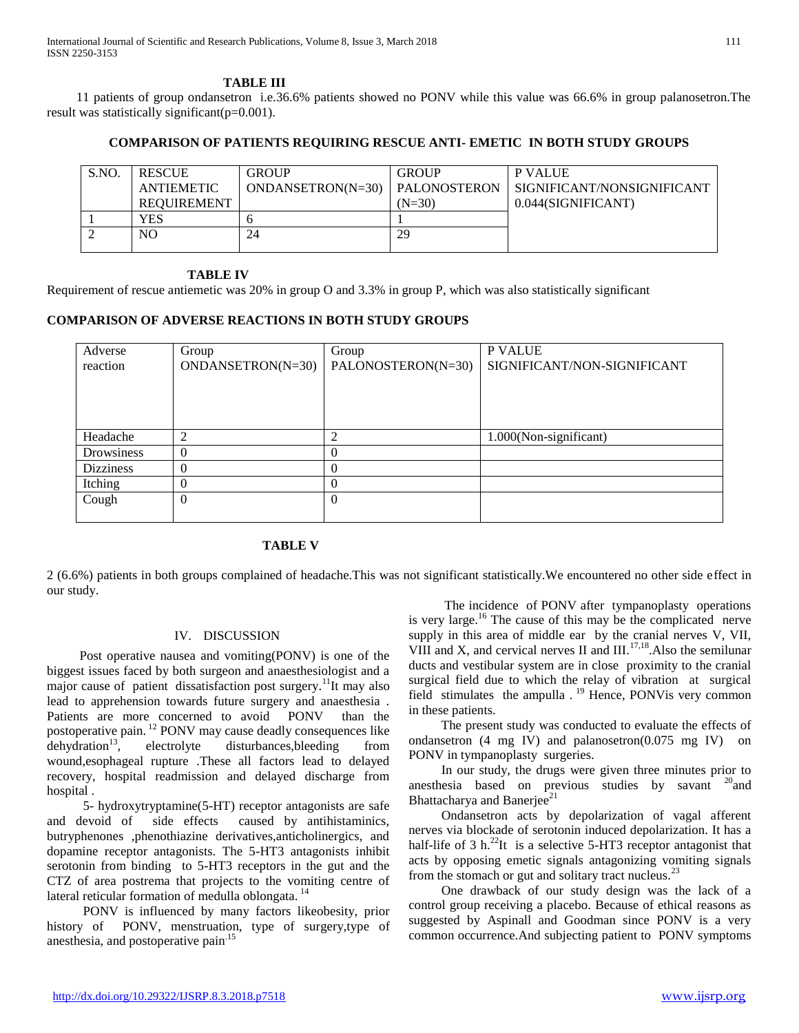**TABLE III**

11 patients of group ondansetron i.e.36.6% patients showed no PONV while this value was 66.6% in group palanosetron.The result was statistically significant(p=0.001).

**COMPARISON OF PATIENTS REQUIRING RESCUE ANTI- EMETIC IN BOTH STUDY GROUPS**

| S.NO. | RESCUE ANTIEMETIC REQUIREMENT | GROUP ONDANSETRON(N=30) | GROUP PALONOSTERON (N=30) | P VALUE SIGNIFICANT/NONSIGNIFICANT 0.044(SIGNIFICANT) |
|---|---|---|---|---|
| 1 | YES | 6 | 1 | |
| 2 | NO | 24 | 29 | |

**TABLE IV**

Requirement of rescue antiemetic was 20% in group O and 3.3% in group P, which was also statistically significant

**COMPARISON OF ADVERSE REACTIONS IN BOTH STUDY GROUPS**

| Adverse reaction | Group ONDANSETRON(N=30) | Group PALONOSTERON(N=30) | P VALUE SIGNIFICANT/NON-SIGNIFICANT |
|---|---|---|---|
| Headache | 2 | 2 | 1.000(Non-significant) |
| Drowsiness | 0 | 0 | |
| Dizziness | 0 | 0 | |
| Itching | 0 | 0 | |
| Cough | 0 | 0 | |

**TABLE V**

2 (6.6%) patients in both groups complained of headache.This was not significant statistically.We encountered no other side effect in our study.

## IV. DISCUSSION

Post operative nausea and vomiting(PONV) is one of the biggest issues faced by both surgeon and anaesthesiologist and a major cause of patient dissatisfaction post surgery.[11]It may also lead to apprehension towards future surgery and anaesthesia . Patients are more concerned to avoid PONV than the postoperative pain. [12] PONV may cause deadly consequences like dehydration[13], electrolyte disturbances,bleeding from wound,esophageal rupture .These all factors lead to delayed recovery, hospital readmission and delayed discharge from hospital .

5- hydroxytryptamine(5-HT) receptor antagonists are safe and devoid of side effects caused by antihistaminics, butryphenones ,phenothiazine derivatives,anticholinergics, and dopamine receptor antagonists. The 5-HT3 antagonists inhibit serotonin from binding to 5-HT3 receptors in the gut and the CTZ of area postrema that projects to the vomiting centre of lateral reticular formation of medulla oblongata. [14]

PONV is influenced by many factors likeobesity, prior history of PONV, menstruation, type of surgery,type of anesthesia, and postoperative pain[15]

The incidence of PONV after tympanoplasty operations is very large.[16] The cause of this may be the complicated nerve supply in this area of middle ear by the cranial nerves V, VII, VIII and X, and cervical nerves II and III.[17,18].Also the semilunar ducts and vestibular system are in close proximity to the cranial surgical field due to which the relay of vibration at surgical field stimulates the ampulla . [19] Hence, PONVis very common in these patients.

The present study was conducted to evaluate the effects of ondansetron (4 mg IV) and palanosetron(0.075 mg IV) on PONV in tympanoplasty surgeries.

In our study, the drugs were given three minutes prior to anesthesia based on previous studies by savant [20]and Bhattacharya and Banerjee[21]

Ondansetron acts by depolarization of vagal afferent nerves via blockade of serotonin induced depolarization. It has a half-life of 3 h.[22]It is a selective 5-HT3 receptor antagonist that acts by opposing emetic signals antagonizing vomiting signals from the stomach or gut and solitary tract nucleus.[23]

One drawback of our study design was the lack of a control group receiving a placebo. Because of ethical reasons as suggested by Aspinall and Goodman since PONV is a very common occurrence.And subjecting patient to PONV symptoms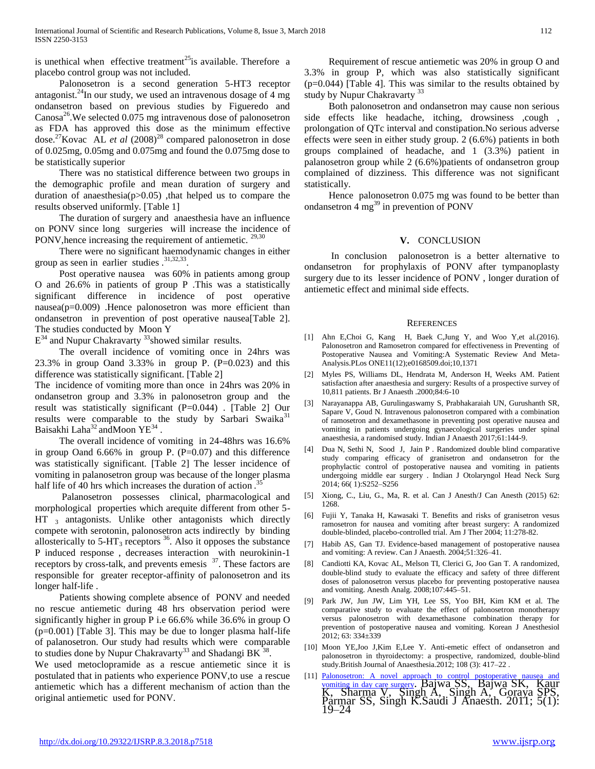is unethical when effective treatment[25]is available. Therefore a placebo control group was not included.

Palonosetron is a second generation 5-HT3 receptor antagonist.[24]In our study, we used an intravenous dosage of 4 mg ondansetron based on previous studies by Figueredo and Canosa[26].We selected 0.075 mg intravenous dose of palonosetron as FDA has approved this dose as the minimum effective dose.[27]Kovac AL *et al* (2008)[28] compared palonosetron in dose of 0.025mg, 0.05mg and 0.075mg and found the 0.075mg dose to be statistically superior

There was no statistical difference between two groups in the demographic profile and mean duration of surgery and duration of anaesthesia(p>0.05) ,that helped us to compare the results observed uniformly. [Table 1]

The duration of surgery and anaesthesia have an influence on PONV since long surgeries will increase the incidence of PONV,hence increasing the requirement of antiemetic. [29,30]

There were no significant haemodynamic changes in either group as seen in earlier studies .[31,32,33].

Post operative nausea was 60% in patients among group O and 26.6% in patients of group P .This was a statistically significant difference in incidence of post operative nausea(p=0.009) .Hence palonosetron was more efficient than ondansetron in prevention of post operative nausea[Table 2]. The studies conducted by Moon Y E[34] and Nupur Chakravarty [33]showed similar results.

The overall incidence of vomiting once in 24hrs was 23.3% in group Oand 3.33% in group P. (P=0.023) and this difference was statistically significant. [Table 2]

The incidence of vomiting more than once in 24hrs was 20% in ondansetron group and 3.3% in palonosetron group and the result was statistically significant (P=0.044) . [Table 2] Our results were comparable to the study by Sarbari Swaika[31] Baisakhi Laha[32] andMoon YE[34] .

The overall incidence of vomiting in 24-48hrs was 16.6% in group Oand 6.66% in group P. (P=0.07) and this difference was statistically significant. [Table 2] The lesser incidence of vomiting in palanosetron group was because of the longer plasma half life of 40 hrs which increases the duration of action .[35]

Palanosetron possesses clinical, pharmacological and morphological properties which arequite different from other 5-HT $_3$ antagonists. Unlike other antagonists which directly compete with serotonin, palonosetron acts indirectly by binding allosterically to 5-HT$_3$ receptors [36]. Also it opposes the substance P induced response , decreases interaction with neurokinin-1 receptors by cross-talk, and prevents emesis [37]. These factors are responsible for greater receptor-affinity of palonosetron and its longer half-life .

Patients showing complete absence of PONV and needed no rescue antiemetic during 48 hrs observation period were significantly higher in group P i.e 66.6% while 36.6% in group O (p=0.001) [Table 3]. This may be due to longer plasma half-life of palanosetron. Our study had results which were comparable to studies done by Nupur Chakravarty[33] and Shadangi BK [38].

We used metoclopramide as a rescue antiemetic since it is postulated that in patients who experience PONV,to use a rescue antiemetic which has a different mechanism of action than the original antiemetic used for PONV.

Requirement of rescue antiemetic was 20% in group O and 3.3% in group P, which was also statistically significant (p=0.044) [Table 4]. This was similar to the results obtained by study by Nupur Chakravarty [33]

Both palonosetron and ondansetron may cause non serious side effects like headache, itching, drowsiness ,cough , prolongation of QTc interval and constipation.No serious adverse effects were seen in either study group. 2 (6.6%) patients in both groups complained of headache, and 1 (3.3%) patient in palanosetron group while 2 (6.6%)patients of ondansetron group complained of dizziness. This difference was not significant statistically.

Hence palonosetron 0.075 mg was found to be better than ondansetron 4 mg[39] in prevention of PONV

## V. CONCLUSION

In conclusion palonosetron is a better alternative to ondansetron for prophylaxis of PONV after tympanoplasty surgery due to its lesser incidence of PONV , longer duration of antiemetic effect and minimal side effects.

## REFERENCES

[1] Ahn E,Choi G, Kang H, Baek C,Jung Y, and Woo Y,et al.(2016). Palonosetron and Ramosetron compared for effectiveness in Preventing of Postoperative Nausea and Vomiting:A Systematic Review And Meta-Analysis.PLos ONE11(12);e0168509.doi;10,1371

[2] Myles PS, Williams DL, Hendrata M, Anderson H, Weeks AM. Patient satisfaction after anaesthesia and surgery: Results of a prospective survey of 10,811 patients. Br J Anaesth .2000;84:6-10

[3] Narayanappa AB, Gurulingaswamy S, Prabhakaraiah UN, Gurushanth SR, Sapare V, Goud N. Intravenous palonosetron compared with a combination of ramosetron and dexamethasone in preventing post operative nausea and vomiting in patients undergoing gynaecological surgeries under spinal anaesthesia, a randomised study. Indian J Anaesth 2017;61:144-9.

[4] Dua N, Sethi N, Sood J, Jain P . Randomized double blind comparative study comparing efficacy of granisetron and ondansetron for the prophylactic control of postoperative nausea and vomiting in patients undergoing middle ear surgery . Indian J Otolaryngol Head Neck Surg 2014; 66( 1):S252–S256

[5] Xiong, C., Liu, G., Ma, R. et al. Can J Anesth/J Can Anesth (2015) 62: 1268.

[6] Fujii Y, Tanaka H, Kawasaki T. Benefits and risks of granisetron vesus ramosetron for nausea and vomiting after breast surgery: A randomized double-blinded, placebo-controlled trial. Am J Ther 2004; 11:278-82.

[7] Habib AS, Gan TJ. Evidence-based management of postoperative nausea and vomiting: A review. Can J Anaesth. 2004;51:326–41.

[8] Candiotti KA, Kovac AL, Melson TI, Clerici G, Joo Gan T. A randomized, double-blind study to evaluate the efficacy and safety of three different doses of palonosetron versus placebo for preventing postoperative nausea and vomiting. Anesth Analg. 2008;107:445–51.

[9] Park JW, Jun JW, Lim YH, Lee SS, Yoo BH, Kim KM et al. The comparative study to evaluate the effect of palonosetron monotherapy versus palonosetron with dexamethasone combination therapy for prevention of postoperative nausea and vomiting. Korean J Anesthesiol 2012; 63: 334±339

[10] Moon YE,Joo J,Kim E,Lee Y. Anti-emetic effect of ondansetron and palonosetron in thyroidectomy: a prospective, randomized, double-blind study.British Journal of Anaesthesia.2012; 108 (3): 417–22 .

[11] Palonosetron: A novel approach to control postoperative nausea and vomiting in day care surgery. Bajwa SS, Bajwa SK, Kaur K, Sharma V, Singh A, Singh A, Goraya SPS, Parmar SS, Singh K.Saudi J Anaesth. 2011; 5(1): 19–24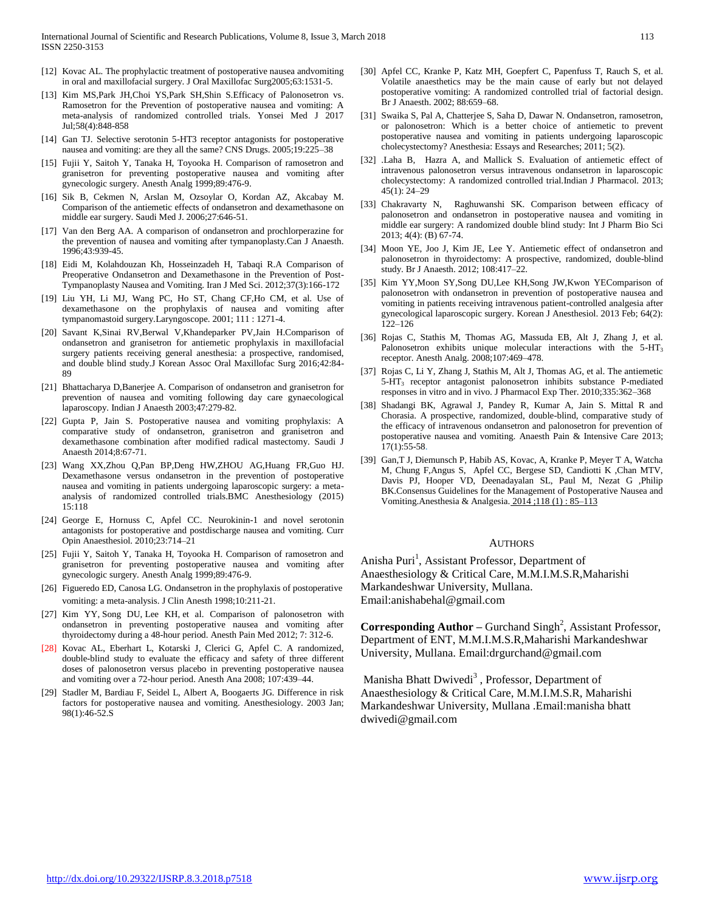[12] Kovac AL. The prophylactic treatment of postoperative nausea andvomiting in oral and maxillofacial surgery. J Oral Maxillofac Surg2005;63:1531-5.

[13] Kim MS,Park JH,Choi YS,Park SH,Shin S.Efficacy of Palonosetron vs. Ramosetron for the Prevention of postoperative nausea and vomiting: A meta-analysis of randomized controlled trials. Yonsei Med J 2017 Jul;58(4):848-858

[14] Gan TJ. Selective serotonin 5-HT3 receptor antagonists for postoperative nausea and vomiting: are they all the same? CNS Drugs. 2005;19:225–38

[15] Fujii Y, Saitoh Y, Tanaka H, Toyooka H. Comparison of ramosetron and granisetron for preventing postoperative nausea and vomiting after gynecologic surgery. Anesth Analg 1999;89:476-9.

[16] Sik B, Cekmen N, Arslan M, Ozsoylar O, Kordan AZ, Akcabay M. Comparison of the antiemetic effects of ondansetron and dexamethasone on middle ear surgery. Saudi Med J. 2006;27:646-51.

[17] Van den Berg AA. A comparison of ondansetron and prochlorperazine for the prevention of nausea and vomiting after tympanoplasty.Can J Anaesth. 1996;43:939-45.

[18] Eidi M, Kolahdouzan Kh, Hosseinzadeh H, Tabaqi R.A Comparison of Preoperative Ondansetron and Dexamethasone in the Prevention of Post-Tympanoplasty Nausea and Vomiting. Iran J Med Sci. 2012;37(3):166-172

[19] Liu YH, Li MJ, Wang PC, Ho ST, Chang CF,Ho CM, et al. Use of dexamethasone on the prophylaxis of nausea and vomiting after tympanomastoid surgery.Laryngoscope. 2001; 111 : 1271-4.

[20] Savant K,Sinai RV,Berwal V,Khandeparker PV,Jain H.Comparison of ondansetron and granisetron for antiemetic prophylaxis in maxillofacial surgery patients receiving general anesthesia: a prospective, randomised, and double blind study.J Korean Assoc Oral Maxillofac Surg 2016;42:84-89

[21] Bhattacharya D,Banerjee A. Comparison of ondansetron and granisetron for prevention of nausea and vomiting following day care gynaecological laparoscopy. Indian J Anaesth 2003;47:279-82.

[22] Gupta P, Jain S. Postoperative nausea and vomiting prophylaxis: A comparative study of ondansetron, granisetron and granisetron and dexamethasone combination after modified radical mastectomy. Saudi J Anaesth 2014;8:67-71.

[23] Wang XX,Zhou Q,Pan BP,Deng HW,ZHOU AG,Huang FR,Guo HJ. Dexamethasone versus ondansetron in the prevention of postoperative nausea and vomiting in patients undergoing laparoscopic surgery: a meta-analysis of randomized controlled trials.BMC Anesthesiology (2015) 15:118

[24] George E, Hornuss C, Apfel CC. Neurokinin-1 and novel serotonin antagonists for postoperative and postdischarge nausea and vomiting. Curr Opin Anaesthesiol. 2010;23:714–21

[25] Fujii Y, Saitoh Y, Tanaka H, Toyooka H. Comparison of ramosetron and granisetron for preventing postoperative nausea and vomiting after gynecologic surgery. Anesth Analg 1999;89:476-9.

[26] Figueredo ED, Canosa LG. Ondansetron in the prophylaxis of postoperative vomiting: a meta-analysis. J Clin Anesth 1998;10:211-21.

[27] Kim YY, Song DU, Lee KH, et al. Comparison of palonosetron with ondansetron in preventing postoperative nausea and vomiting after thyroidectomy during a 48-hour period. Anesth Pain Med 2012; 7: 312-6.

[28] Kovac AL, Eberhart L, Kotarski J, Clerici G, Apfel C. A randomized, double-blind study to evaluate the efficacy and safety of three different doses of palonosetron versus placebo in preventing postoperative nausea and vomiting over a 72-hour period. Anesth Ana 2008; 107:439–44.

[29] Stadler M, Bardiau F, Seidel L, Albert A, Boogaerts JG. Difference in risk factors for postoperative nausea and vomiting. Anesthesiology. 2003 Jan; 98(1):46-52.S

[30] Apfel CC, Kranke P, Katz MH, Goepfert C, Papenfuss T, Rauch S, et al. Volatile anaesthetics may be the main cause of early but not delayed postoperative vomiting: A randomized controlled trial of factorial design. Br J Anaesth. 2002; 88:659–68.

[31] Swaika S, Pal A, Chatterjee S, Saha D, Dawar N. Ondansetron, ramosetron, or palonosetron: Which is a better choice of antiemetic to prevent postoperative nausea and vomiting in patients undergoing laparoscopic cholecystectomy? Anesthesia: Essays and Researches; 2011; 5(2).

[32] .Laha B, Hazra A, and Mallick S. Evaluation of antiemetic effect of intravenous palonosetron versus intravenous ondansetron in laparoscopic cholecystectomy: A randomized controlled trial.Indian J Pharmacol. 2013; 45(1): 24–29

[33] Chakravarty N, Raghuwanshi SK. Comparison between efficacy of palonosetron and ondansetron in postoperative nausea and vomiting in middle ear surgery: A randomized double blind study: Int J Pharm Bio Sci 2013; 4(4): (B) 67-74.

[34] Moon YE, Joo J, Kim JE, Lee Y. Antiemetic effect of ondansetron and palonosetron in thyroidectomy: A prospective, randomized, double-blind study. Br J Anaesth. 2012; 108:417–22.

[35] Kim YY,Moon SY,Song DU,Lee KH,Song JW,Kwon YEComparison of palonosetron with ondansetron in prevention of postoperative nausea and vomiting in patients receiving intravenous patient-controlled analgesia after gynecological laparoscopic surgery. Korean J Anesthesiol. 2013 Feb; 64(2): 122–126

[36] Rojas C, Stathis M, Thomas AG, Massuda EB, Alt J, Zhang J, et al. Palonosetron exhibits unique molecular interactions with the 5-$HT_3$ receptor. Anesth Analg. 2008;107:469–478.

[37] Rojas C, Li Y, Zhang J, Stathis M, Alt J, Thomas AG, et al. The antiemetic 5-$HT_3$ receptor antagonist palonosetron inhibits substance P-mediated responses in vitro and in vivo. J Pharmacol Exp Ther. 2010;335:362–368

[38] Shadangi BK, Agrawal J, Pandey R, Kumar A, Jain S. Mittal R and Chorasia. A prospective, randomized, double-blind, comparative study of the efficacy of intravenous ondansetron and palonosetron for prevention of postoperative nausea and vomiting. Anaesth Pain & Intensive Care 2013; 17(1):55-58.

[39] Gan,T J, Diemunsch P, Habib AS, Kovac, A, Kranke P, Meyer T A, Watcha M, Chung F,Angus S, Apfel CC, Bergese SD, Candiotti K ,Chan MTV, Davis PJ, Hooper VD, Deenadayalan SL, Paul M, Nezat G ,Philip BK.Consensus Guidelines for the Management of Postoperative Nausea and Vomiting.Anesthesia & Analgesia. 2014 ;118 (1) : 85–113

## AUTHORS

Anisha Puri[1], Assistant Professor, Department of Anaesthesiology & Critical Care, M.M.I.M.S.R,Maharishi Markandeshwar University, Mullana. Email:anishabehal@gmail.com

**Corresponding Author –** Gurchand Singh[2], Assistant Professor, Department of ENT, M.M.I.M.S.R,Maharishi Markandeshwar University, Mullana. Email:drgurchand@gmail.com

Manisha Bhatt Dwivedi[3] , Professor, Department of Anaesthesiology & Critical Care, M.M.I.M.S.R, Maharishi Markandeshwar University, Mullana .Email:manisha bhatt dwivedi@gmail.com